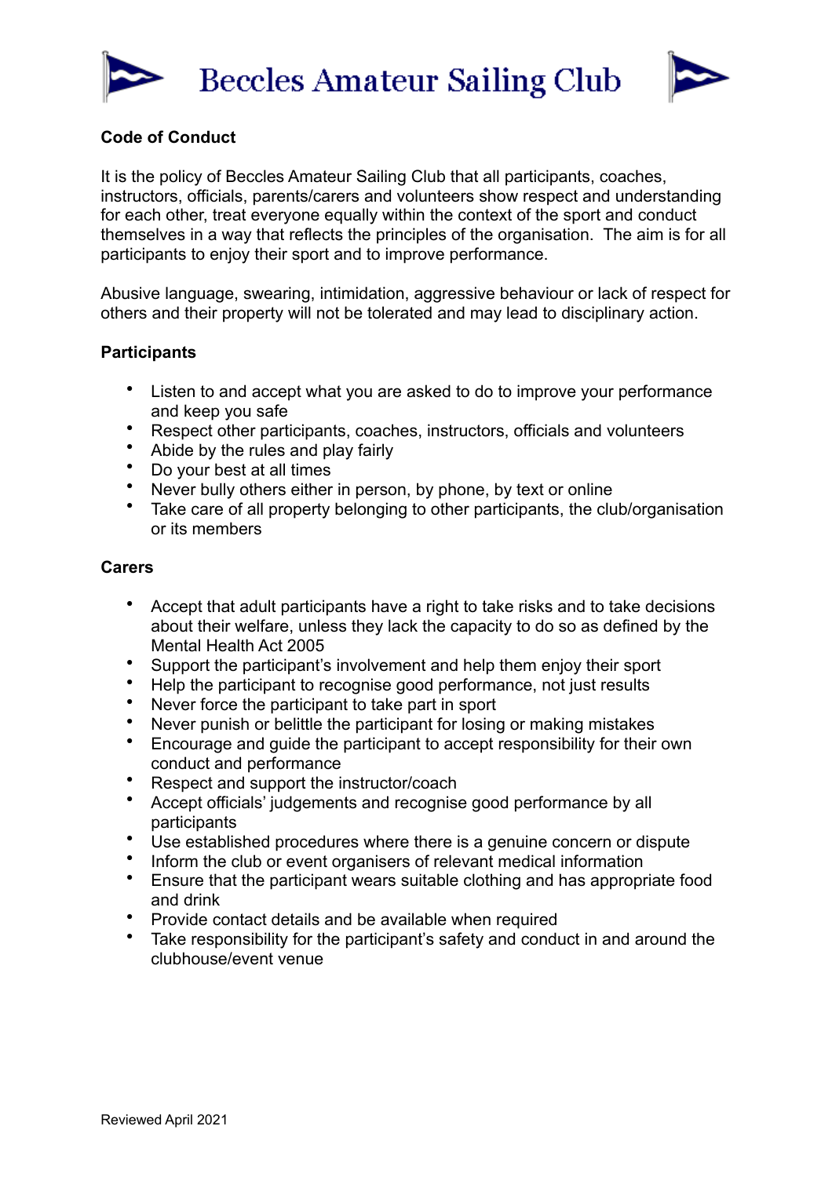# Beccles Amateur Sailing Club

**Code of Conduct**

It is the policy of Beccles Amateur Sailing Club that all participants, coaches, instructors, officials, parents/carers and volunteers show respect and understanding for each other, treat everyone equally within the context of the sport and conduct themselves in a way that reflects the principles of the organisation. The aim is for all participants to enjoy their sport and to improve performance.

Abusive language, swearing, intimidation, aggressive behaviour or lack of respect for others and their property will not be tolerated and may lead to disciplinary action.

**Participants**

- Listen to and accept what you are asked to do to improve your performance and keep you safe
- Respect other participants, coaches, instructors, officials and volunteers
- Abide by the rules and play fairly
- Do your best at all times
- Never bully others either in person, by phone, by text or online
- Take care of all property belonging to other participants, the club/organisation or its members

**Carers**

- Accept that adult participants have a right to take risks and to take decisions about their welfare, unless they lack the capacity to do so as defined by the Mental Health Act 2005
- Support the participant's involvement and help them enjoy their sport
- Help the participant to recognise good performance, not just results
- Never force the participant to take part in sport
- Never punish or belittle the participant for losing or making mistakes
- Encourage and guide the participant to accept responsibility for their own conduct and performance
- Respect and support the instructor/coach
- Accept officials' judgements and recognise good performance by all participants
- Use established procedures where there is a genuine concern or dispute
- Inform the club or event organisers of relevant medical information
- Ensure that the participant wears suitable clothing and has appropriate food and drink
- Provide contact details and be available when required
- Take responsibility for the participant's safety and conduct in and around the clubhouse/event venue

Reviewed April 2021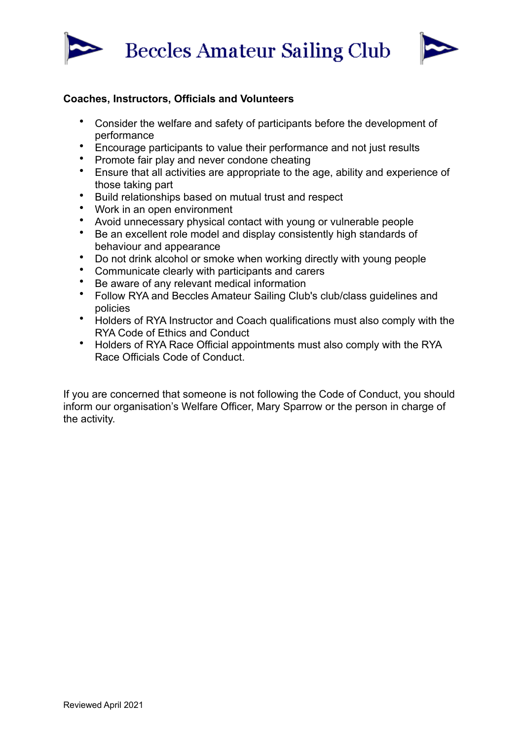**Coaches, Instructors, Officials and Volunteers**

- Consider the welfare and safety of participants before the development of performance
- Encourage participants to value their performance and not just results
- Promote fair play and never condone cheating
- Ensure that all activities are appropriate to the age, ability and experience of those taking part
- Build relationships based on mutual trust and respect
- Work in an open environment
- Avoid unnecessary physical contact with young or vulnerable people
- Be an excellent role model and display consistently high standards of behaviour and appearance
- Do not drink alcohol or smoke when working directly with young people
- Communicate clearly with participants and carers
- Be aware of any relevant medical information
- Follow RYA and Beccles Amateur Sailing Club's club/class guidelines and policies
- Holders of RYA Instructor and Coach qualifications must also comply with the RYA Code of Ethics and Conduct
- Holders of RYA Race Official appointments must also comply with the RYA Race Officials Code of Conduct.

If you are concerned that someone is not following the Code of Conduct, you should inform our organisation's Welfare Officer, Mary Sparrow or the person in charge of the activity.

Reviewed April 2021